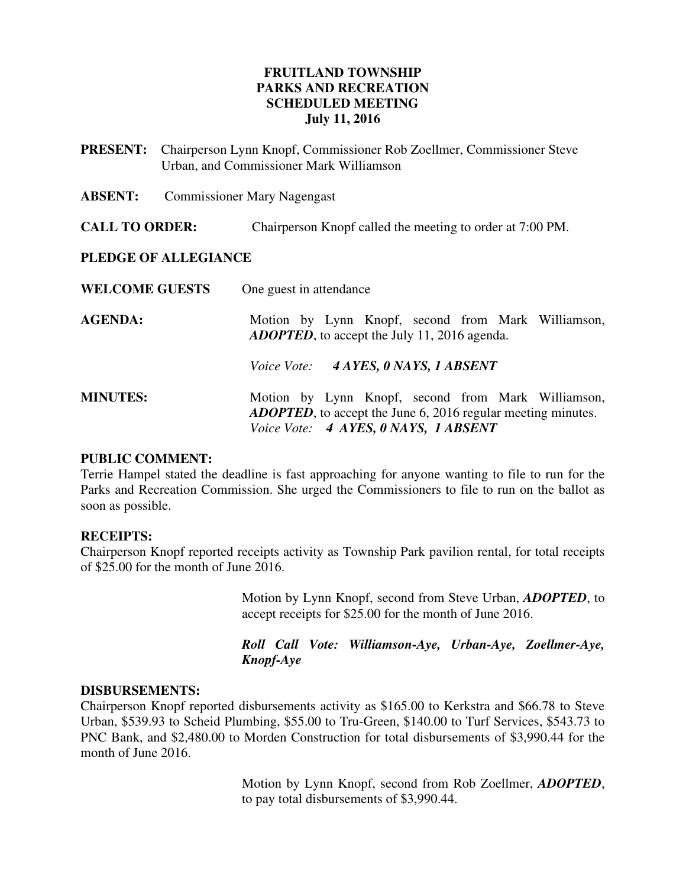**FRUITLAND TOWNSHIP**
**PARKS AND RECREATION**
**SCHEDULED MEETING**
**July 11, 2016**

**PRESENT:** Chairperson Lynn Knopf, Commissioner Rob Zoellmer, Commissioner Steve Urban, and Commissioner Mark Williamson

**ABSENT:** Commissioner Mary Nagengast

**CALL TO ORDER:** Chairperson Knopf called the meeting to order at 7:00 PM.

**PLEDGE OF ALLEGIANCE**

**WELCOME GUESTS** One guest in attendance

**AGENDA:** Motion by Lynn Knopf, second from Mark Williamson, ***ADOPTED***, to accept the July 11, 2016 agenda.

*Voice Vote:* ***4 AYES, 0 NAYS, 1 ABSENT***

**MINUTES:** Motion by Lynn Knopf, second from Mark Williamson, ***ADOPTED***, to accept the June 6, 2016 regular meeting minutes.
*Voice Vote:* ***4 AYES, 0 NAYS, 1 ABSENT***

**PUBLIC COMMENT:**
Terrie Hampel stated the deadline is fast approaching for anyone wanting to file to run for the Parks and Recreation Commission. She urged the Commissioners to file to run on the ballot as soon as possible.

**RECEIPTS:**
Chairperson Knopf reported receipts activity as Township Park pavilion rental, for total receipts of $25.00 for the month of June 2016.

Motion by Lynn Knopf, second from Steve Urban, ***ADOPTED***, to accept receipts for $25.00 for the month of June 2016.

***Roll Call Vote: Williamson-Aye, Urban-Aye, Zoellmer-Aye, Knopf-Aye***

**DISBURSEMENTS:**
Chairperson Knopf reported disbursements activity as $165.00 to Kerkstra and $66.78 to Steve Urban, $539.93 to Scheid Plumbing, $55.00 to Tru-Green, $140.00 to Turf Services, $543.73 to PNC Bank, and $2,480.00 to Morden Construction for total disbursements of $3,990.44 for the month of June 2016.

Motion by Lynn Knopf, second from Rob Zoellmer, ***ADOPTED***, to pay total disbursements of $3,990.44.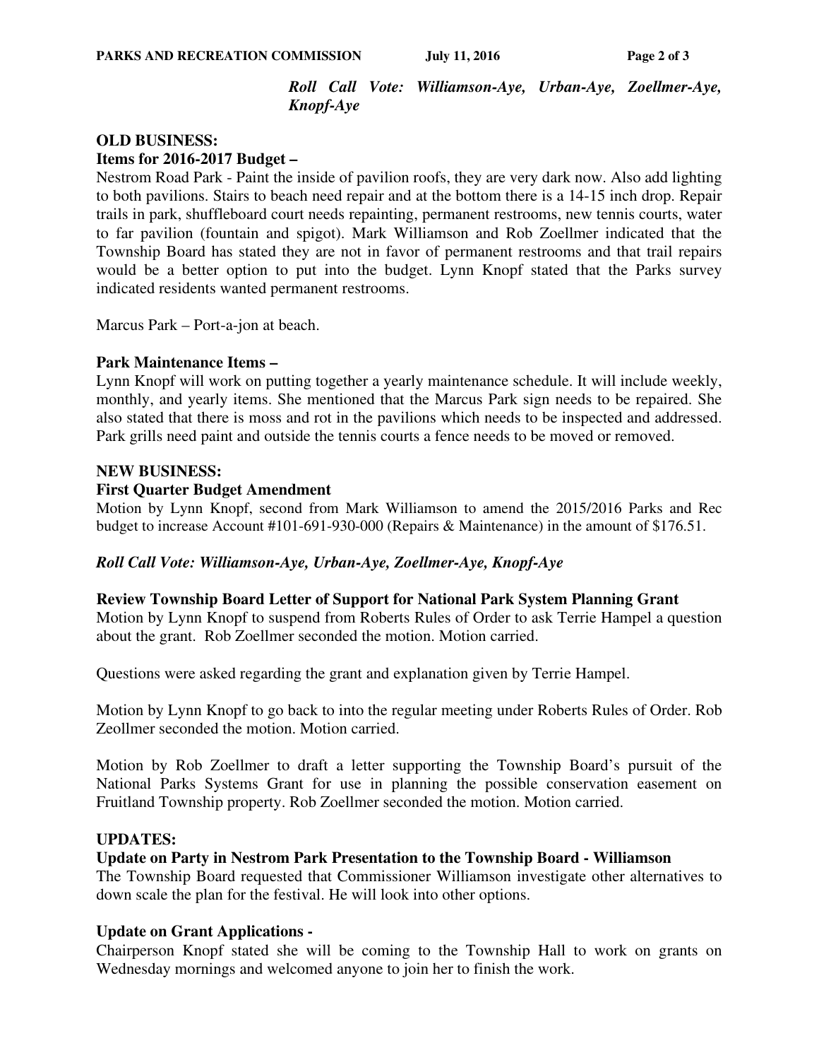*Roll Call Vote: Williamson-Aye, Urban-Aye, Zoellmer-Aye, Knopf-Aye*

**OLD BUSINESS:**

**Items for 2016-2017 Budget –**

Nestrom Road Park - Paint the inside of pavilion roofs, they are very dark now. Also add lighting to both pavilions. Stairs to beach need repair and at the bottom there is a 14-15 inch drop. Repair trails in park, shuffleboard court needs repainting, permanent restrooms, new tennis courts, water to far pavilion (fountain and spigot). Mark Williamson and Rob Zoellmer indicated that the Township Board has stated they are not in favor of permanent restrooms and that trail repairs would be a better option to put into the budget. Lynn Knopf stated that the Parks survey indicated residents wanted permanent restrooms.

Marcus Park – Port-a-jon at beach.

**Park Maintenance Items –**

Lynn Knopf will work on putting together a yearly maintenance schedule. It will include weekly, monthly, and yearly items. She mentioned that the Marcus Park sign needs to be repaired. She also stated that there is moss and rot in the pavilions which needs to be inspected and addressed. Park grills need paint and outside the tennis courts a fence needs to be moved or removed.

**NEW BUSINESS:**

**First Quarter Budget Amendment**

Motion by Lynn Knopf, second from Mark Williamson to amend the 2015/2016 Parks and Rec budget to increase Account #101-691-930-000 (Repairs & Maintenance) in the amount of $176.51.

*Roll Call Vote: Williamson-Aye, Urban-Aye, Zoellmer-Aye, Knopf-Aye*

**Review Township Board Letter of Support for National Park System Planning Grant**

Motion by Lynn Knopf to suspend from Roberts Rules of Order to ask Terrie Hampel a question about the grant. Rob Zoellmer seconded the motion. Motion carried.

Questions were asked regarding the grant and explanation given by Terrie Hampel.

Motion by Lynn Knopf to go back to into the regular meeting under Roberts Rules of Order. Rob Zeollmer seconded the motion. Motion carried.

Motion by Rob Zoellmer to draft a letter supporting the Township Board's pursuit of the National Parks Systems Grant for use in planning the possible conservation easement on Fruitland Township property. Rob Zoellmer seconded the motion. Motion carried.

**UPDATES:**

**Update on Party in Nestrom Park Presentation to the Township Board - Williamson**

The Township Board requested that Commissioner Williamson investigate other alternatives to down scale the plan for the festival. He will look into other options.

**Update on Grant Applications -**

Chairperson Knopf stated she will be coming to the Township Hall to work on grants on Wednesday mornings and welcomed anyone to join her to finish the work.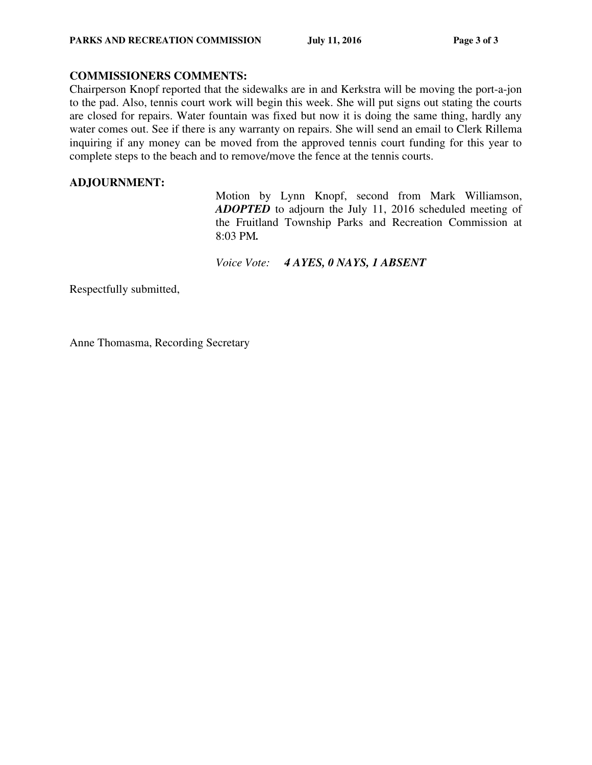**COMMISSIONERS COMMENTS:**

Chairperson Knopf reported that the sidewalks are in and Kerkstra will be moving the port-a-jon to the pad. Also, tennis court work will begin this week. She will put signs out stating the courts are closed for repairs. Water fountain was fixed but now it is doing the same thing, hardly any water comes out. See if there is any warranty on repairs. She will send an email to Clerk Rillema inquiring if any money can be moved from the approved tennis court funding for this year to complete steps to the beach and to remove/move the fence at the tennis courts.

**ADJOURNMENT:**

Motion by Lynn Knopf, second from Mark Williamson, ***ADOPTED*** to adjourn the July 11, 2016 scheduled meeting of the Fruitland Township Parks and Recreation Commission at 8:03 PM**.**

*Voice Vote:* ***4 AYES, 0 NAYS, 1 ABSENT***

Respectfully submitted,

Anne Thomasma, Recording Secretary